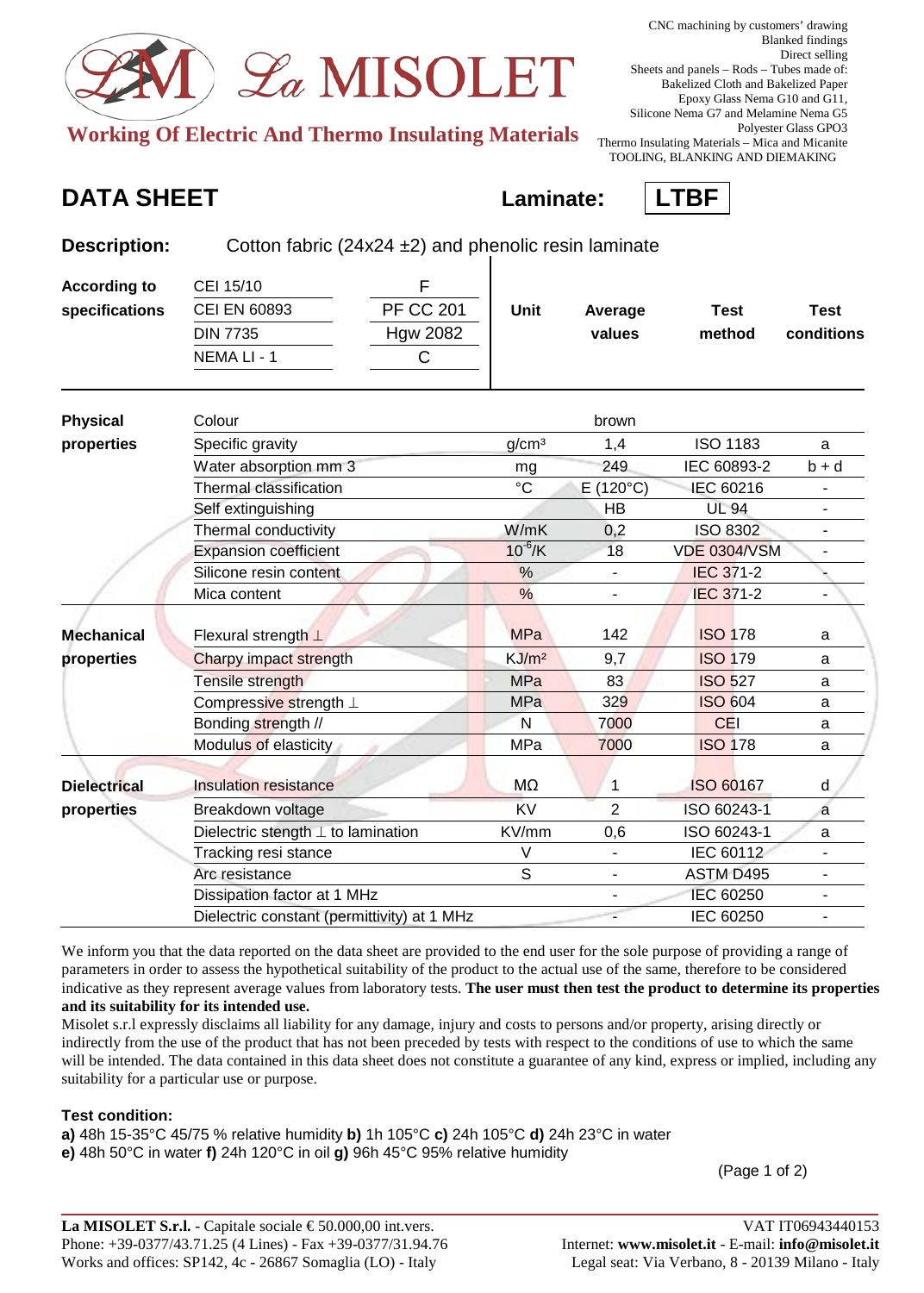# La MISOLET

**Working Of Electric And Thermo Insulating Materials**

CNC machining by customers' drawing
Blanked findings
Direct selling
Sheets and panels – Rods – Tubes made of:
Bakelized Cloth and Bakelized Paper
Epoxy Glass Nema G10 and G11,
Silicone Nema G7 and Melamine Nema G5
Polyester Glass GPO3
Thermo Insulating Materials – Mica and Micanite
TOOLING, BLANKING AND DIEMAKING

## DATA SHEET

**Laminate: LTBF**

**Description:** Cotton fabric (24x24 ±2) and phenolic resin laminate

| According to specifications | | | Unit | Average values | Test method | Test conditions |
|---|---|---|---|---|---|---|
| | CEI 15/10 | F | | | | |
| | CEI EN 60893 | PF CC 201 | | | | |
| | DIN 7735 | Hgw 2082 | | | | |
| | NEMA LI - 1 | C | | | | |
| **Physical properties** | Colour | | | brown | | |
| | Specific gravity | | g/cm³ | 1,4 | ISO 1183 | a |
| | Water absorption mm 3 | | mg | 249 | IEC 60893-2 | b + d |
| | Thermal classification | | °C | E (120°C) | IEC 60216 | - |
| | Self extinguishing | | | HB | UL 94 | - |
| | Thermal conductivity | | W/mK | 0,2 | ISO 8302 | - |
| | Expansion coefficient | | $10^{-6}$/K | 18 | VDE 0304/VSM | - |
| | Silicone resin content | | % | - | IEC 371-2 | - |
| | Mica content | | % | - | IEC 371-2 | - |
| **Mechanical properties** | Flexural strength ⊥ | | MPa | 142 | ISO 178 | a |
| | Charpy impact strength | | KJ/m² | 9,7 | ISO 179 | a |
| | Tensile strength | | MPa | 83 | ISO 527 | a |
| | Compressive strength ⊥ | | MPa | 329 | ISO 604 | a |
| | Bonding strength // | | N | 7000 | CEI | a |
| | Modulus of elasticity | | MPa | 7000 | ISO 178 | a |
| **Dielectrical properties** | Insulation resistance | | MΩ | 1 | ISO 60167 | d |
| | Breakdown voltage | | KV | 2 | ISO 60243-1 | a |
| | Dielectric stength ⊥ to lamination | | KV/mm | 0,6 | ISO 60243-1 | a |
| | Tracking resi stance | | V | - | IEC 60112 | - |
| | Arc resistance | | S | - | ASTM D495 | - |
| | Dissipation factor at 1 MHz | | | - | IEC 60250 | - |
| | Dielectric constant (permittivity) at 1 MHz | | | - | IEC 60250 | - |

We inform you that the data reported on the data sheet are provided to the end user for the sole purpose of providing a range of parameters in order to assess the hypothetical suitability of the product to the actual use of the same, therefore to be considered indicative as they represent average values from laboratory tests. **The user must then test the product to determine its properties and its suitability for its intended use.**

Misolet s.r.l expressly disclaims all liability for any damage, injury and costs to persons and/or property, arising directly or indirectly from the use of the product that has not been preceded by tests with respect to the conditions of use to which the same will be intended. The data contained in this data sheet does not constitute a guarantee of any kind, express or implied, including any suitability for a particular use or purpose.

**Test condition:**
**a)** 48h 15-35°C 45/75 % relative humidity **b)** 1h 105°C **c)** 24h 105°C **d)** 24h 23°C in water
**e)** 48h 50°C in water **f)** 24h 120°C in oil **g)** 96h 45°C 95% relative humidity

**La MISOLET S.r.l.** - Capitale sociale € 50.000,00 int.vers. VAT IT06943440153
Phone: +39-0377/43.71.25 (4 Lines) - Fax +39-0377/31.94.76 Internet: **www.misolet.it** - E-mail: **info@misolet.it**
Works and offices: SP142, 4c - 26867 Somaglia (LO) - Italy Legal seat: Via Verbano, 8 - 20139 Milano - Italy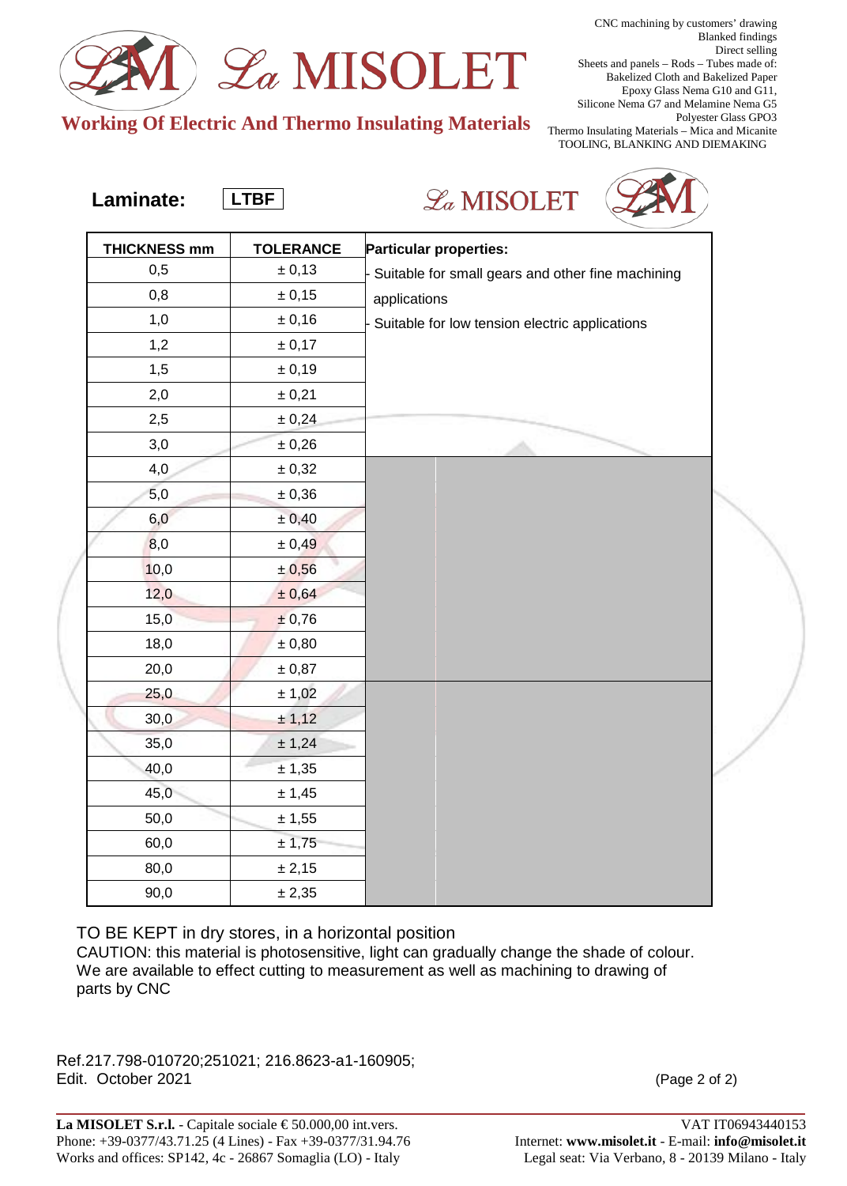# La MISOLET

**Working Of Electric And Thermo Insulating Materials**

CNC machining by customers' drawing
Blanked findings
Direct selling
Sheets and panels – Rods – Tubes made of:
Bakelized Cloth and Bakelized Paper
Epoxy Glass Nema G10 and G11,
Silicone Nema G7 and Melamine Nema G5
Polyester Glass GPO3
Thermo Insulating Materials – Mica and Micanite
TOOLING, BLANKING AND DIEMAKING

**Laminate:** **LTBF**

La MISOLET

| THICKNESS mm | TOLERANCE | Particular properties: |
|---|---|---|
| 0,5 | ± 0,13 | - Suitable for small gears and other fine machining applications<br>- Suitable for low tension electric applications |
| 0,8 | ± 0,15 | |
| 1,0 | ± 0,16 | |
| 1,2 | ± 0,17 | |
| 1,5 | ± 0,19 | |
| 2,0 | ± 0,21 | |
| 2,5 | ± 0,24 | |
| 3,0 | ± 0,26 | |
| 4,0 | ± 0,32 | |
| 5,0 | ± 0,36 | |
| 6,0 | ± 0,40 | |
| 8,0 | ± 0,49 | |
| 10,0 | ± 0,56 | |
| 12,0 | ± 0,64 | |
| 15,0 | ± 0,76 | |
| 18,0 | ± 0,80 | |
| 20,0 | ± 0,87 | |
| 25,0 | ± 1,02 | |
| 30,0 | ± 1,12 | |
| 35,0 | ± 1,24 | |
| 40,0 | ± 1,35 | |
| 45,0 | ± 1,45 | |
| 50,0 | ± 1,55 | |
| 60,0 | ± 1,75 | |
| 80,0 | ± 2,15 | |
| 90,0 | ± 2,35 | |

TO BE KEPT in dry stores, in a horizontal position
CAUTION: this material is photosensitive, light can gradually change the shade of colour.
We are available to effect cutting to measurement as well as machining to drawing of parts by CNC

Ref.217.798-010720;251021; 216.8623-a1-160905;
Edit. October 2021

**La MISOLET S.r.l.** - Capitale sociale € 50.000,00 int.vers. VAT IT06943440153
Phone: +39-0377/43.71.25 (4 Lines) - Fax +39-0377/31.94.76 Internet: **www.misolet.it** - E-mail: **info@misolet.it**
Works and offices: SP142, 4c - 26867 Somaglia (LO) - Italy Legal seat: Via Verbano, 8 - 20139 Milano - Italy